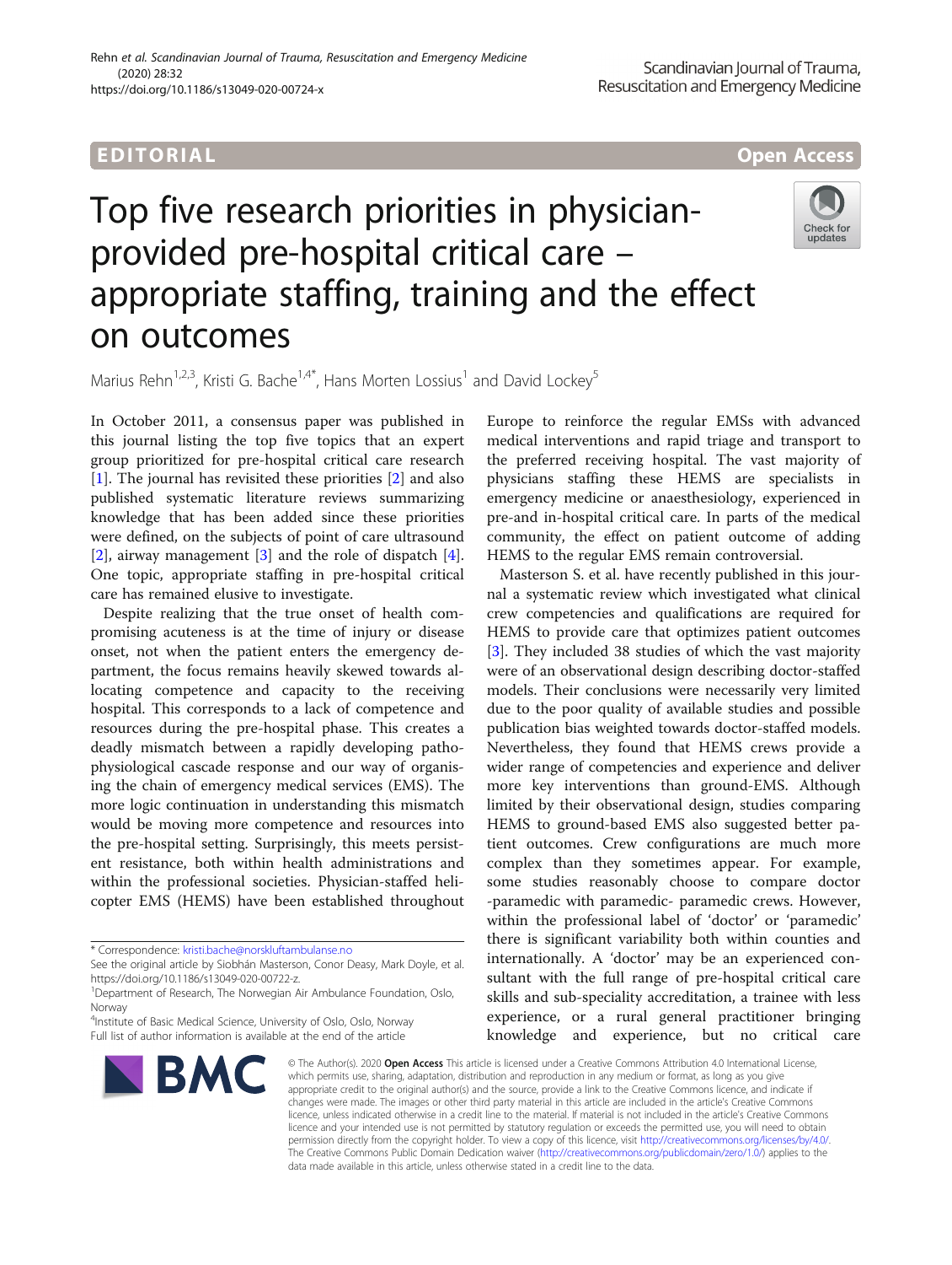EDITORIAL

Open Access

# Top five research priorities in physician-provided pre-hospital critical care – appropriate staffing, training and the effect on outcomes

Marius Rehn[1,2,3], Kristi G. Bache[1,4*], Hans Morten Lossius[1] and David Lockey[5]

In October 2011, a consensus paper was published in this journal listing the top five topics that an expert group prioritized for pre-hospital critical care research [1]. The journal has revisited these priorities [2] and also published systematic literature reviews summarizing knowledge that has been added since these priorities were defined, on the subjects of point of care ultrasound [2], airway management [3] and the role of dispatch [4]. One topic, appropriate staffing in pre-hospital critical care has remained elusive to investigate.

Despite realizing that the true onset of health compromising acuteness is at the time of injury or disease onset, not when the patient enters the emergency department, the focus remains heavily skewed towards allocating competence and capacity to the receiving hospital. This corresponds to a lack of competence and resources during the pre-hospital phase. This creates a deadly mismatch between a rapidly developing pathophysiological cascade response and our way of organising the chain of emergency medical services (EMS). The more logic continuation in understanding this mismatch would be moving more competence and resources into the pre-hospital setting. Surprisingly, this meets persistent resistance, both within health administrations and within the professional societies. Physician-staffed helicopter EMS (HEMS) have been established throughout Europe to reinforce the regular EMSs with advanced medical interventions and rapid triage and transport to the preferred receiving hospital. The vast majority of physicians staffing these HEMS are specialists in emergency medicine or anaesthesiology, experienced in pre-and in-hospital critical care. In parts of the medical community, the effect on patient outcome of adding HEMS to the regular EMS remain controversial.

Masterson S. et al. have recently published in this journal a systematic review which investigated what clinical crew competencies and qualifications are required for HEMS to provide care that optimizes patient outcomes [3]. They included 38 studies of which the vast majority were of an observational design describing doctor-staffed models. Their conclusions were necessarily very limited due to the poor quality of available studies and possible publication bias weighted towards doctor-staffed models. Nevertheless, they found that HEMS crews provide a wider range of competencies and experience and deliver more key interventions than ground-EMS. Although limited by their observational design, studies comparing HEMS to ground-based EMS also suggested better patient outcomes. Crew configurations are much more complex than they sometimes appear. For example, some studies reasonably choose to compare doctor -paramedic with paramedic- paramedic crews. However, within the professional label of 'doctor' or 'paramedic' there is significant variability both within counties and internationally. A 'doctor' may be an experienced consultant with the full range of pre-hospital critical care skills and sub-speciality accreditation, a trainee with less experience, or a rural general practitioner bringing knowledge and experience, but no critical care

---

\* Correspondence: kristi.bache@norskluftambulanse.no

See the original article by Siobhán Masterson, Conor Deasy, Mark Doyle, et al. https://doi.org/10.1186/s13049-020-00722-z.

[1]Department of Research, The Norwegian Air Ambulance Foundation, Oslo, Norway

[4]Institute of Basic Medical Science, University of Oslo, Oslo, Norway

Full list of author information is available at the end of the article

© The Author(s). 2020 **Open Access** This article is licensed under a Creative Commons Attribution 4.0 International License, which permits use, sharing, adaptation, distribution and reproduction in any medium or format, as long as you give appropriate credit to the original author(s) and the source, provide a link to the Creative Commons licence, and indicate if changes were made. The images or other third party material in this article are included in the article's Creative Commons licence, unless indicated otherwise in a credit line to the material. If material is not included in the article's Creative Commons licence and your intended use is not permitted by statutory regulation or exceeds the permitted use, you will need to obtain permission directly from the copyright holder. To view a copy of this licence, visit http://creativecommons.org/licenses/by/4.0/. The Creative Commons Public Domain Dedication waiver (http://creativecommons.org/publicdomain/zero/1.0/) applies to the data made available in this article, unless otherwise stated in a credit line to the data.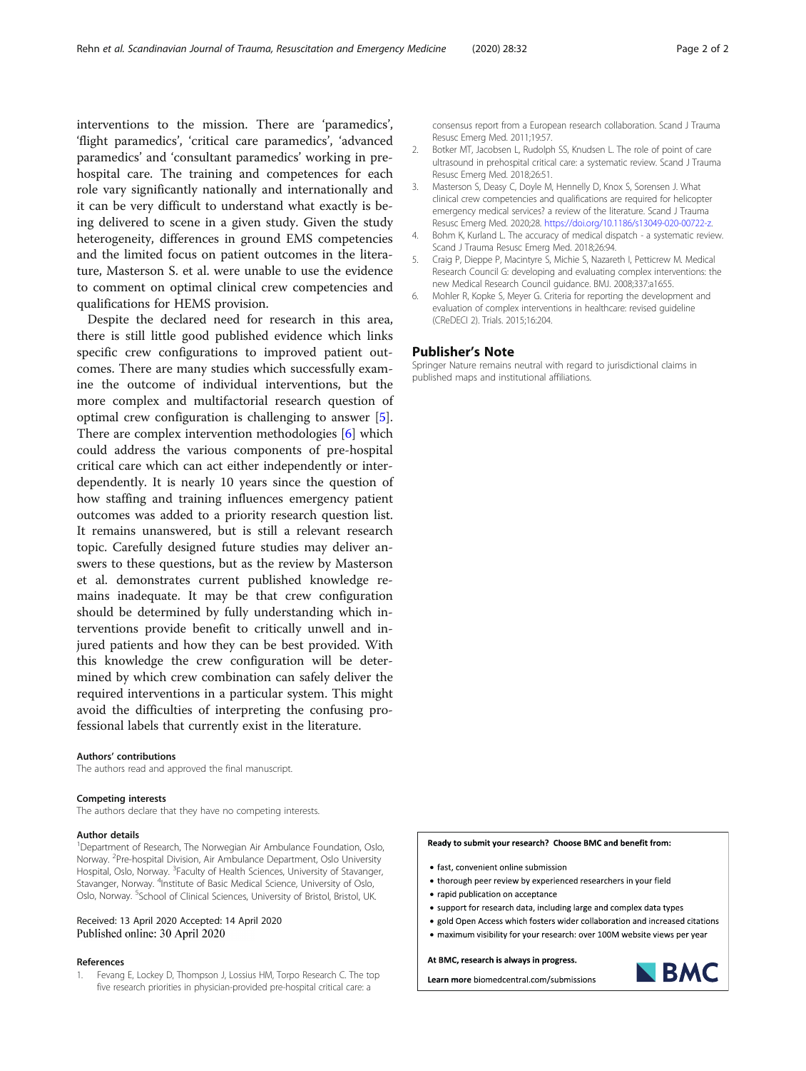interventions to the mission. There are 'paramedics', 'flight paramedics', 'critical care paramedics', 'advanced paramedics' and 'consultant paramedics' working in pre-hospital care. The training and competences for each role vary significantly nationally and internationally and it can be very difficult to understand what exactly is being delivered to scene in a given study. Given the study heterogeneity, differences in ground EMS competencies and the limited focus on patient outcomes in the literature, Masterson S. et al. were unable to use the evidence to comment on optimal clinical crew competencies and qualifications for HEMS provision.

Despite the declared need for research in this area, there is still little good published evidence which links specific crew configurations to improved patient outcomes. There are many studies which successfully examine the outcome of individual interventions, but the more complex and multifactorial research question of optimal crew configuration is challenging to answer [5]. There are complex intervention methodologies [6] which could address the various components of pre-hospital critical care which can act either independently or interdependently. It is nearly 10 years since the question of how staffing and training influences emergency patient outcomes was added to a priority research question list. It remains unanswered, but is still a relevant research topic. Carefully designed future studies may deliver answers to these questions, but as the review by Masterson et al. demonstrates current published knowledge remains inadequate. It may be that crew configuration should be determined by fully understanding which interventions provide benefit to critically unwell and injured patients and how they can be best provided. With this knowledge the crew configuration will be determined by which crew combination can safely deliver the required interventions in a particular system. This might avoid the difficulties of interpreting the confusing professional labels that currently exist in the literature.

#### Authors' contributions

The authors read and approved the final manuscript.

#### Competing interests

The authors declare that they have no competing interests.

#### Author details

[1]Department of Research, The Norwegian Air Ambulance Foundation, Oslo, Norway. [2]Pre-hospital Division, Air Ambulance Department, Oslo University Hospital, Oslo, Norway. [3]Faculty of Health Sciences, University of Stavanger, Stavanger, Norway. [4]Institute of Basic Medical Science, University of Oslo, Oslo, Norway. [5]School of Clinical Sciences, University of Bristol, Bristol, UK.

Received: 13 April 2020 Accepted: 14 April 2020
Published online: 30 April 2020

#### References

1. Fevang E, Lockey D, Thompson J, Lossius HM, Torpo Research C. The top five research priorities in physician-provided pre-hospital critical care: a consensus report from a European research collaboration. Scand J Trauma Resusc Emerg Med. 2011;19:57.
2. Botker MT, Jacobsen L, Rudolph SS, Knudsen L. The role of point of care ultrasound in prehospital critical care: a systematic review. Scand J Trauma Resusc Emerg Med. 2018;26:51.
3. Masterson S, Deasy C, Doyle M, Hennelly D, Knox S, Sorensen J. What clinical crew competencies and qualifications are required for helicopter emergency medical services? a review of the literature. Scand J Trauma Resusc Emerg Med. 2020;28. https://doi.org/10.1186/s13049-020-00722-z.
4. Bohm K, Kurland L. The accuracy of medical dispatch - a systematic review. Scand J Trauma Resusc Emerg Med. 2018;26:94.
5. Craig P, Dieppe P, Macintyre S, Michie S, Nazareth I, Petticrew M. Medical Research Council G: developing and evaluating complex interventions: the new Medical Research Council guidance. BMJ. 2008;337:a1655.
6. Mohler R, Kopke S, Meyer G. Criteria for reporting the development and evaluation of complex interventions in healthcare: revised guideline (CReDECI 2). Trials. 2015;16:204.

## Publisher's Note

Springer Nature remains neutral with regard to jurisdictional claims in published maps and institutional affiliations.

**Ready to submit your research? Choose BMC and benefit from:**

- fast, convenient online submission
- thorough peer review by experienced researchers in your field
- rapid publication on acceptance
- support for research data, including large and complex data types
- gold Open Access which fosters wider collaboration and increased citations
- maximum visibility for your research: over 100M website views per year

**At BMC, research is always in progress.**

**Learn more** biomedcentral.com/submissions

BMC